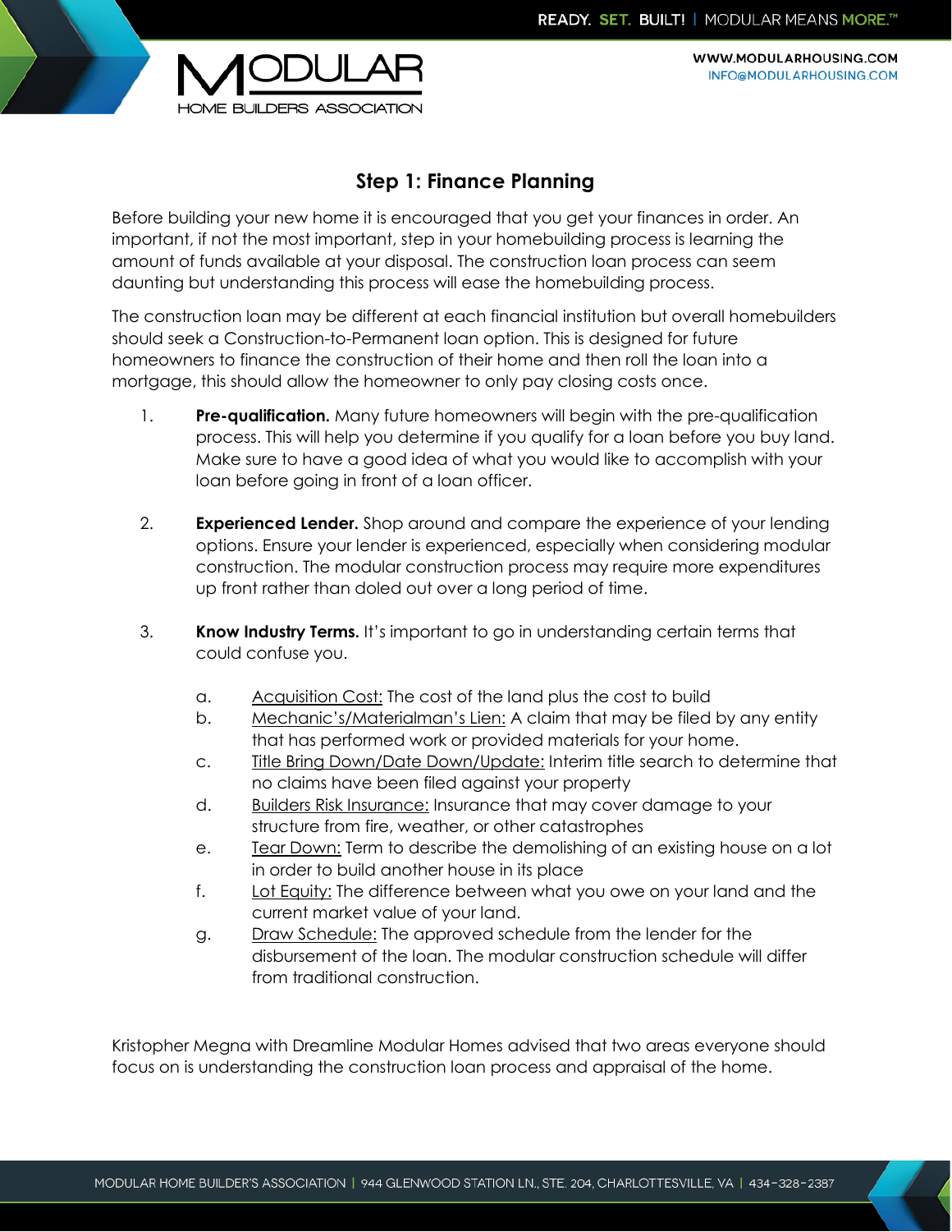## Step 1: Finance Planning

Before building your new home it is encouraged that you get your finances in order. An important, if not the most important, step in your homebuilding process is learning the amount of funds available at your disposal. The construction loan process can seem daunting but understanding this process will ease the homebuilding process.

The construction loan may be different at each financial institution but overall homebuilders should seek a Construction-to-Permanent loan option. This is designed for future homeowners to finance the construction of their home and then roll the loan into a mortgage, this should allow the homeowner to only pay closing costs once.

1. **Pre-qualification.** Many future homeowners will begin with the pre-qualification process. This will help you determine if you qualify for a loan before you buy land. Make sure to have a good idea of what you would like to accomplish with your loan before going in front of a loan officer.

2. **Experienced Lender.** Shop around and compare the experience of your lending options. Ensure your lender is experienced, especially when considering modular construction. The modular construction process may require more expenditures up front rather than doled out over a long period of time.

3. **Know Industry Terms.** It's important to go in understanding certain terms that could confuse you.

    a. Acquisition Cost: The cost of the land plus the cost to build
    b. Mechanic's/Materialman's Lien: A claim that may be filed by any entity that has performed work or provided materials for your home.
    c. Title Bring Down/Date Down/Update: Interim title search to determine that no claims have been filed against your property
    d. Builders Risk Insurance: Insurance that may cover damage to your structure from fire, weather, or other catastrophes
    e. Tear Down: Term to describe the demolishing of an existing house on a lot in order to build another house in its place
    f. Lot Equity: The difference between what you owe on your land and the current market value of your land.
    g. Draw Schedule: The approved schedule from the lender for the disbursement of the loan. The modular construction schedule will differ from traditional construction.

Kristopher Megna with Dreamline Modular Homes advised that two areas everyone should focus on is understanding the construction loan process and appraisal of the home.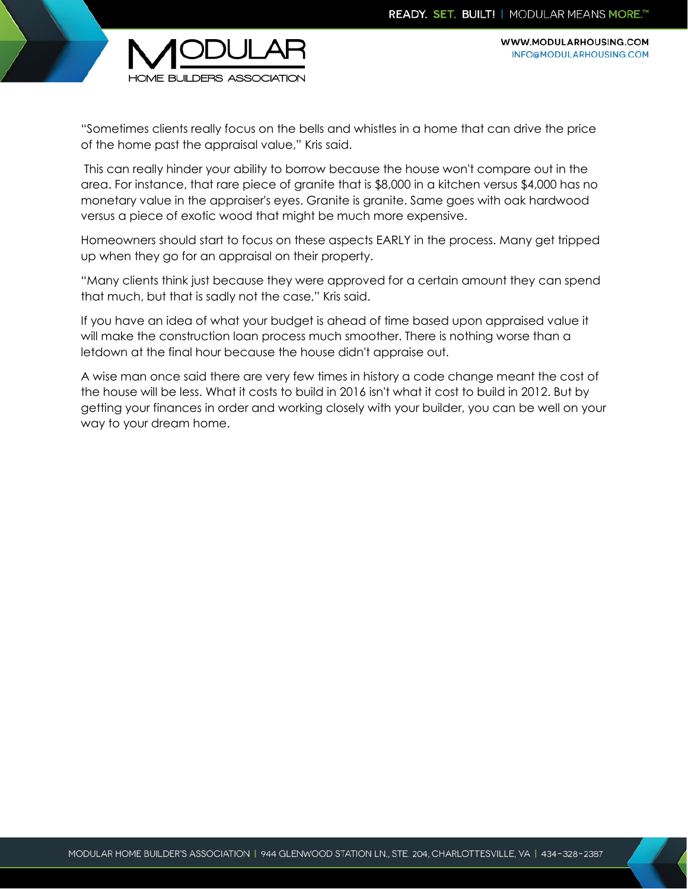"Sometimes clients really focus on the bells and whistles in a home that can drive the price of the home past the appraisal value," Kris said.

This can really hinder your ability to borrow because the house won't compare out in the area. For instance, that rare piece of granite that is $8,000 in a kitchen versus $4,000 has no monetary value in the appraiser's eyes. Granite is granite. Same goes with oak hardwood versus a piece of exotic wood that might be much more expensive.

Homeowners should start to focus on these aspects EARLY in the process. Many get tripped up when they go for an appraisal on their property.

"Many clients think just because they were approved for a certain amount they can spend that much, but that is sadly not the case," Kris said.

If you have an idea of what your budget is ahead of time based upon appraised value it will make the construction loan process much smoother. There is nothing worse than a letdown at the final hour because the house didn't appraise out.

A wise man once said there are very few times in history a code change meant the cost of the house will be less. What it costs to build in 2016 isn't what it cost to build in 2012. But by getting your finances in order and working closely with your builder, you can be well on your way to your dream home.